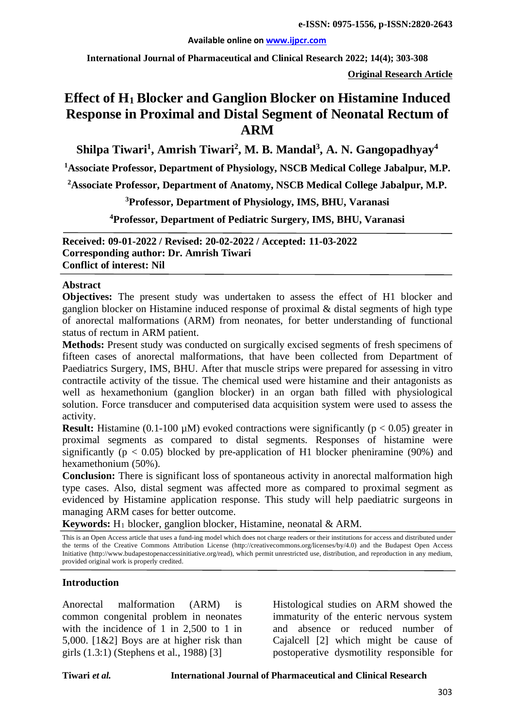**Original Research Article**

# Effect of $H_1$ Blocker and Ganglion Blocker on Histamine Induced Response in Proximal and Distal Segment of Neonatal Rectum of ARM

**Shilpa Tiwari[1], Amrish Tiwari[2], M. B. Mandal[3], A. N. Gangopadhyay[4]**

[1]Associate Professor, Department of Physiology, NSCB Medical College Jabalpur, M.P.

[2]Associate Professor, Department of Anatomy, NSCB Medical College Jabalpur, M.P.

[3]Professor, Department of Physiology, IMS, BHU, Varanasi

[4]Professor, Department of Pediatric Surgery, IMS, BHU, Varanasi

**Received: 09-01-2022 / Revised: 20-02-2022 / Accepted: 11-03-2022**
**Corresponding author: Dr. Amrish Tiwari**
**Conflict of interest: Nil**

## Abstract

**Objectives:** The present study was undertaken to assess the effect of H1 blocker and ganglion blocker on Histamine induced response of proximal & distal segments of high type of anorectal malformations (ARM) from neonates, for better understanding of functional status of rectum in ARM patient.

**Methods:** Present study was conducted on surgically excised segments of fresh specimens of fifteen cases of anorectal malformations, that have been collected from Department of Paediatrics Surgery, IMS, BHU. After that muscle strips were prepared for assessing in vitro contractile activity of the tissue. The chemical used were histamine and their antagonists as well as hexamethonium (ganglion blocker) in an organ bath filled with physiological solution. Force transducer and computerised data acquisition system were used to assess the activity.

**Result:** Histamine (0.1-100 µM) evoked contractions were significantly ($p < 0.05$) greater in proximal segments as compared to distal segments. Responses of histamine were significantly ($p < 0.05$) blocked by pre-application of H1 blocker pheniramine (90%) and hexamethonium (50%).

**Conclusion:** There is significant loss of spontaneous activity in anorectal malformation high type cases. Also, distal segment was affected more as compared to proximal segment as evidenced by Histamine application response. This study will help paediatric surgeons in managing ARM cases for better outcome.

**Keywords:** $H_1$ blocker, ganglion blocker, Histamine, neonatal & ARM.

This is an Open Access article that uses a fund-ing model which does not charge readers or their institutions for access and distributed under the terms of the Creative Commons Attribution License (http://creativecommons.org/licenses/by/4.0) and the Budapest Open Access Initiative (http://www.budapestopenaccessinitiative.org/read), which permit unrestricted use, distribution, and reproduction in any medium, provided original work is properly credited.

## Introduction

Anorectal malformation (ARM) is common congenital problem in neonates with the incidence of 1 in 2,500 to 1 in 5,000. [1&2] Boys are at higher risk than girls (1.3:1) (Stephens et al., 1988) [3]

Histological studies on ARM showed the immaturity of the enteric nervous system and absence or reduced number of Cajalcell [2] which might be cause of postoperative dysmotility responsible for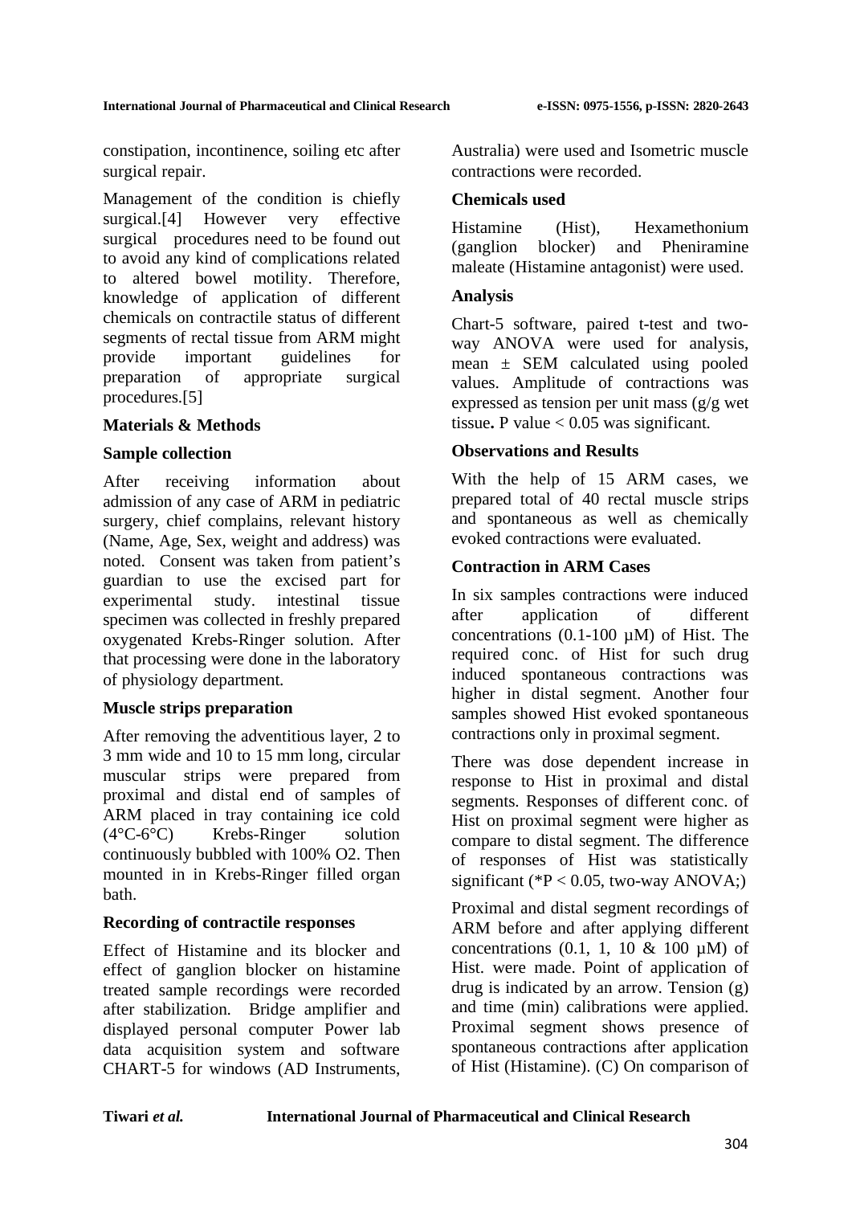constipation, incontinence, soiling etc after surgical repair.

Management of the condition is chiefly surgical.[4] However very effective surgical procedures need to be found out to avoid any kind of complications related to altered bowel motility. Therefore, knowledge of application of different chemicals on contractile status of different segments of rectal tissue from ARM might provide important guidelines for preparation of appropriate surgical procedures.[5]

## Materials & Methods

### Sample collection

After receiving information about admission of any case of ARM in pediatric surgery, chief complains, relevant history (Name, Age, Sex, weight and address) was noted. Consent was taken from patient's guardian to use the excised part for experimental study. intestinal tissue specimen was collected in freshly prepared oxygenated Krebs-Ringer solution. After that processing were done in the laboratory of physiology department.

### Muscle strips preparation

After removing the adventitious layer, 2 to 3 mm wide and 10 to 15 mm long, circular muscular strips were prepared from proximal and distal end of samples of ARM placed in tray containing ice cold (4°C-6°C) Krebs-Ringer solution continuously bubbled with 100% O2. Then mounted in in Krebs-Ringer filled organ bath.

### Recording of contractile responses

Effect of Histamine and its blocker and effect of ganglion blocker on histamine treated sample recordings were recorded after stabilization. Bridge amplifier and displayed personal computer Power lab data acquisition system and software CHART-5 for windows (AD Instruments, Australia) were used and Isometric muscle contractions were recorded.

### Chemicals used

Histamine (Hist), Hexamethonium (ganglion blocker) and Pheniramine maleate (Histamine antagonist) were used.

### Analysis

Chart-5 software, paired t-test and two-way ANOVA were used for analysis, mean ± SEM calculated using pooled values. Amplitude of contractions was expressed as tension per unit mass (g/g wet tissue. P value < 0.05 was significant.

## Observations and Results

With the help of 15 ARM cases, we prepared total of 40 rectal muscle strips and spontaneous as well as chemically evoked contractions were evaluated.

### Contraction in ARM Cases

In six samples contractions were induced after application of different concentrations (0.1-100 µM) of Hist. The required conc. of Hist for such drug induced spontaneous contractions was higher in distal segment. Another four samples showed Hist evoked spontaneous contractions only in proximal segment.

There was dose dependent increase in response to Hist in proximal and distal segments. Responses of different conc. of Hist on proximal segment were higher as compare to distal segment. The difference of responses of Hist was statistically significant (*$P < 0.05$, two-way ANOVA;)

Proximal and distal segment recordings of ARM before and after applying different concentrations (0.1, 1, 10 & 100 µM) of Hist. were made. Point of application of drug is indicated by an arrow. Tension (g) and time (min) calibrations were applied. Proximal segment shows presence of spontaneous contractions after application of Hist (Histamine). (C) On comparison of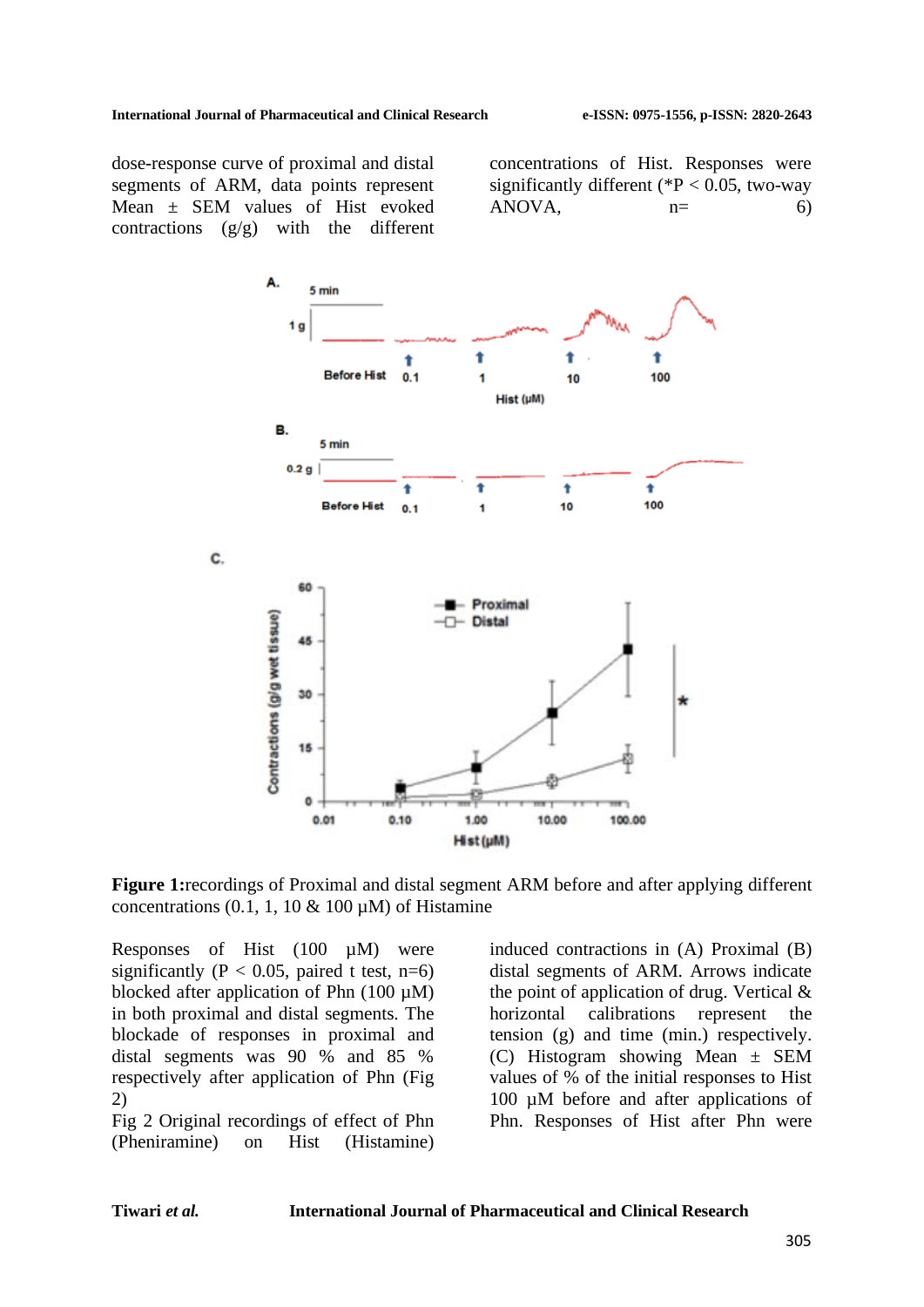dose-response curve of proximal and distal segments of ARM, data points represent Mean ± SEM values of Hist evoked contractions (g/g) with the different concentrations of Hist. Responses were significantly different (*P < 0.05, two-way ANOVA, n= 6)

**Figure 1:**recordings of Proximal and distal segment ARM before and after applying different concentrations (0.1, 1, 10 & 100 µM) of Histamine

Responses of Hist (100 µM) were significantly (P < 0.05, paired t test, n=6) blocked after application of Phn (100 µM) in both proximal and distal segments. The blockade of responses in proximal and distal segments was 90 % and 85 % respectively after application of Phn (Fig 2)

Fig 2 Original recordings of effect of Phn (Pheniramine) on Hist (Histamine) induced contractions in (A) Proximal (B) distal segments of ARM. Arrows indicate the point of application of drug. Vertical & horizontal calibrations represent the tension (g) and time (min.) respectively. (C) Histogram showing Mean ± SEM values of % of the initial responses to Hist 100 µM before and after applications of Phn. Responses of Hist after Phn were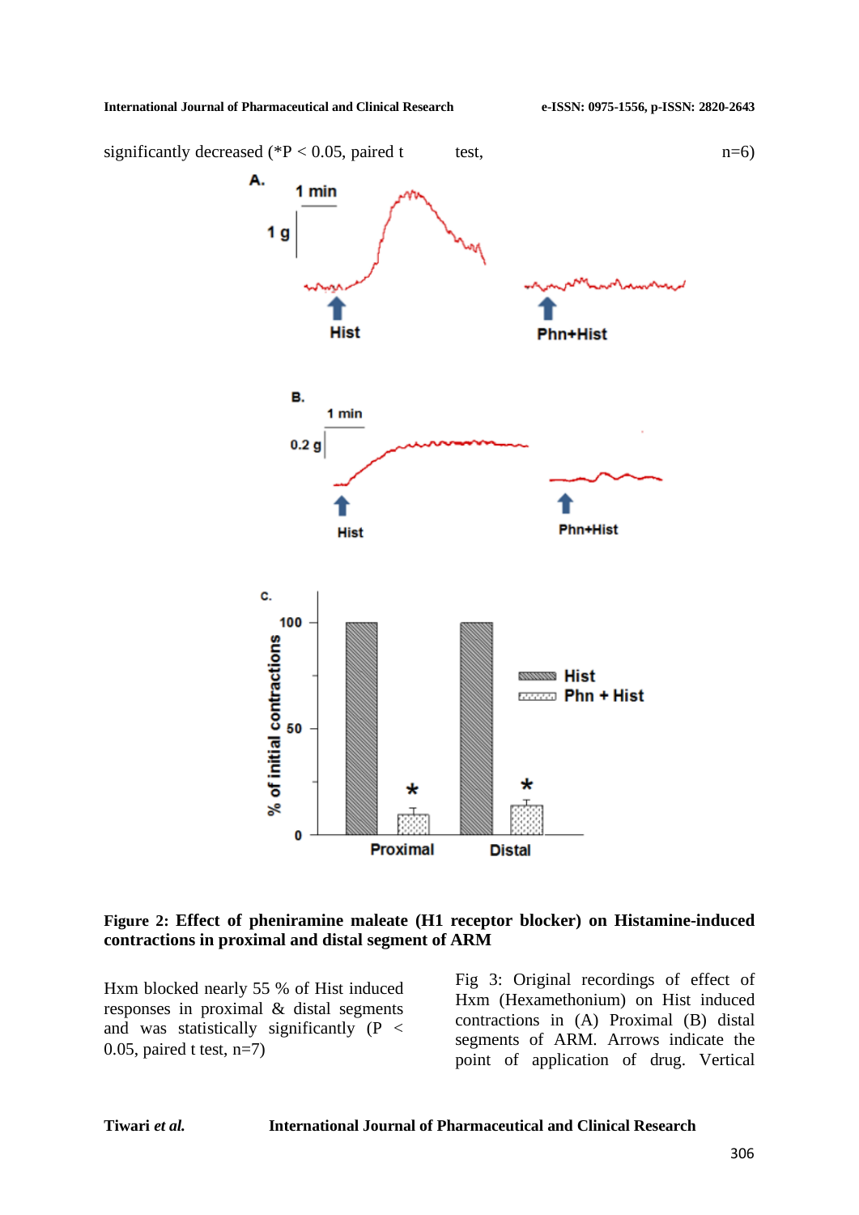significantly decreased (*P < 0.05, paired t test, n=6)

**Figure 2: Effect of pheniramine maleate (H1 receptor blocker) on Histamine-induced contractions in proximal and distal segment of ARM**

Hxm blocked nearly 55 % of Hist induced responses in proximal & distal segments and was statistically significantly (P < 0.05, paired t test, n=7)

Fig 3: Original recordings of effect of Hxm (Hexamethonium) on Hist induced contractions in (A) Proximal (B) distal segments of ARM. Arrows indicate the point of application of drug. Vertical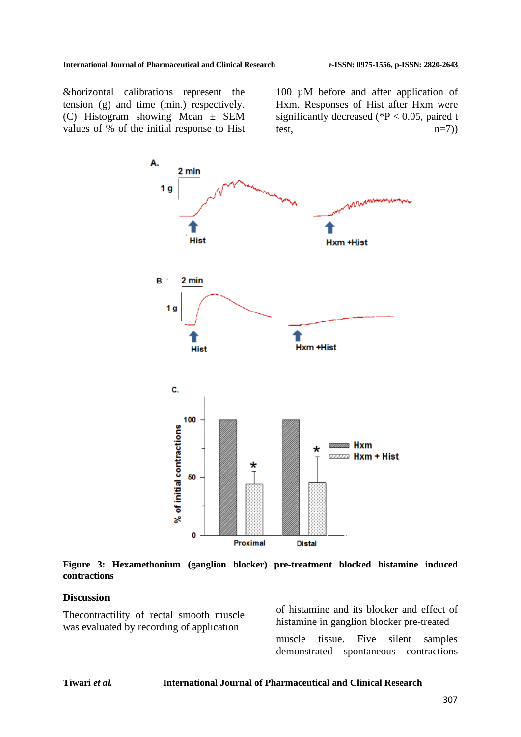&horizontal calibrations represent the tension (g) and time (min.) respectively. (C) Histogram showing Mean ± SEM values of % of the initial response to Hist 100 µM before and after application of Hxm. Responses of Hist after Hxm were significantly decreased (*P < 0.05, paired t test, n=7))

**Figure 3: Hexamethonium (ganglion blocker) pre-treatment blocked histamine induced contractions**

## Discussion

Thecontractility of rectal smooth muscle was evaluated by recording of application of histamine and its blocker and effect of histamine in ganglion blocker pre-treated

muscle tissue. Five silent samples demonstrated spontaneous contractions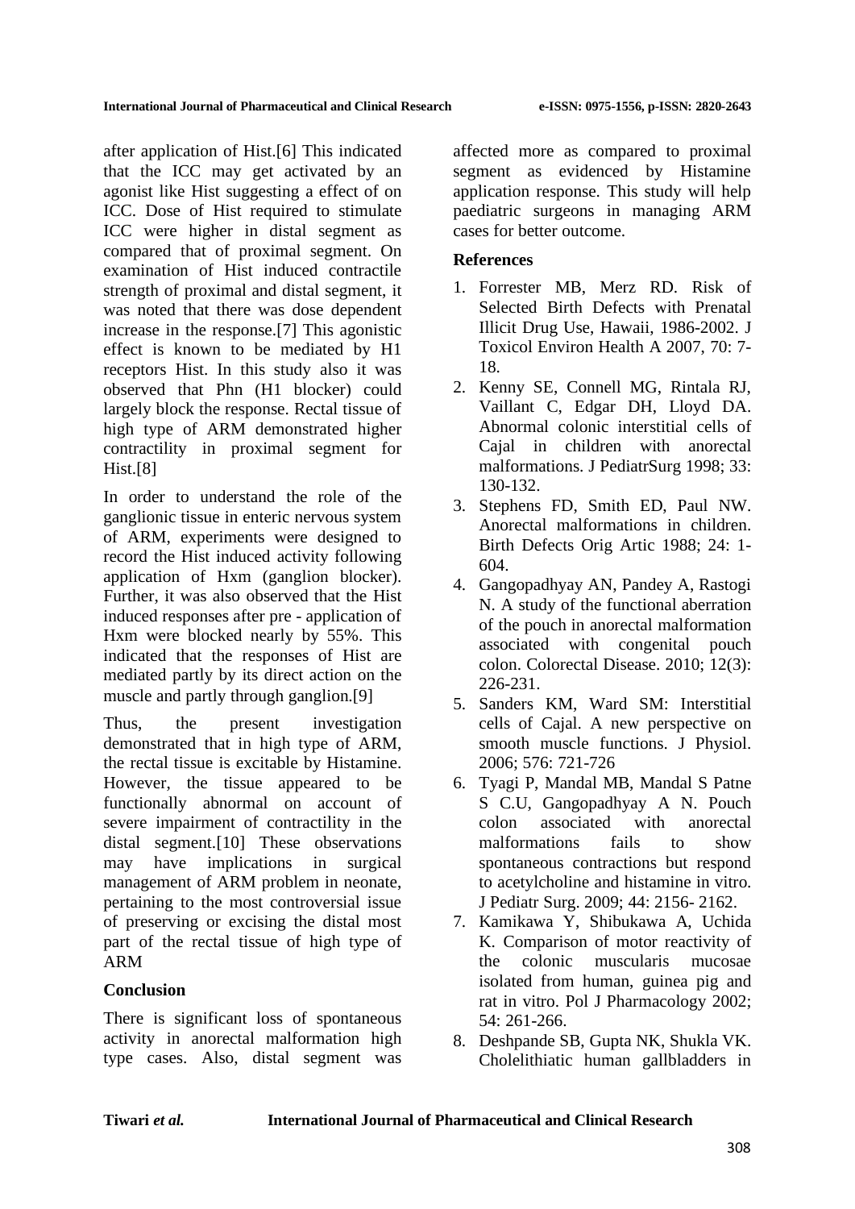after application of Hist.[6] This indicated that the ICC may get activated by an agonist like Hist suggesting a effect of on ICC. Dose of Hist required to stimulate ICC were higher in distal segment as compared that of proximal segment. On examination of Hist induced contractile strength of proximal and distal segment, it was noted that there was dose dependent increase in the response.[7] This agonistic effect is known to be mediated by H1 receptors Hist. In this study also it was observed that Phn (H1 blocker) could largely block the response. Rectal tissue of high type of ARM demonstrated higher contractility in proximal segment for Hist.[8]

In order to understand the role of the ganglionic tissue in enteric nervous system of ARM, experiments were designed to record the Hist induced activity following application of Hxm (ganglion blocker). Further, it was also observed that the Hist induced responses after pre - application of Hxm were blocked nearly by 55%. This indicated that the responses of Hist are mediated partly by its direct action on the muscle and partly through ganglion.[9]

Thus, the present investigation demonstrated that in high type of ARM, the rectal tissue is excitable by Histamine. However, the tissue appeared to be functionally abnormal on account of severe impairment of contractility in the distal segment.[10] These observations may have implications in surgical management of ARM problem in neonate, pertaining to the most controversial issue of preserving or excising the distal most part of the rectal tissue of high type of ARM

## Conclusion

There is significant loss of spontaneous activity in anorectal malformation high type cases. Also, distal segment was affected more as compared to proximal segment as evidenced by Histamine application response. This study will help paediatric surgeons in managing ARM cases for better outcome.

## References

1. Forrester MB, Merz RD. Risk of Selected Birth Defects with Prenatal Illicit Drug Use, Hawaii, 1986-2002. J Toxicol Environ Health A 2007, 70: 7-18.
2. Kenny SE, Connell MG, Rintala RJ, Vaillant C, Edgar DH, Lloyd DA. Abnormal colonic interstitial cells of Cajal in children with anorectal malformations. J PediatrSurg 1998; 33: 130-132.
3. Stephens FD, Smith ED, Paul NW. Anorectal malformations in children. Birth Defects Orig Artic 1988; 24: 1-604.
4. Gangopadhyay AN, Pandey A, Rastogi N. A study of the functional aberration of the pouch in anorectal malformation associated with congenital pouch colon. Colorectal Disease. 2010; 12(3): 226-231.
5. Sanders KM, Ward SM: Interstitial cells of Cajal. A new perspective on smooth muscle functions. J Physiol. 2006; 576: 721-726
6. Tyagi P, Mandal MB, Mandal S Patne S C.U, Gangopadhyay A N. Pouch colon associated with anorectal malformations fails to show spontaneous contractions but respond to acetylcholine and histamine in vitro. J Pediatr Surg. 2009; 44: 2156- 2162.
7. Kamikawa Y, Shibukawa A, Uchida K. Comparison of motor reactivity of the colonic muscularis mucosae isolated from human, guinea pig and rat in vitro. Pol J Pharmacology 2002; 54: 261-266.
8. Deshpande SB, Gupta NK, Shukla VK. Cholelithiatic human gallbladders in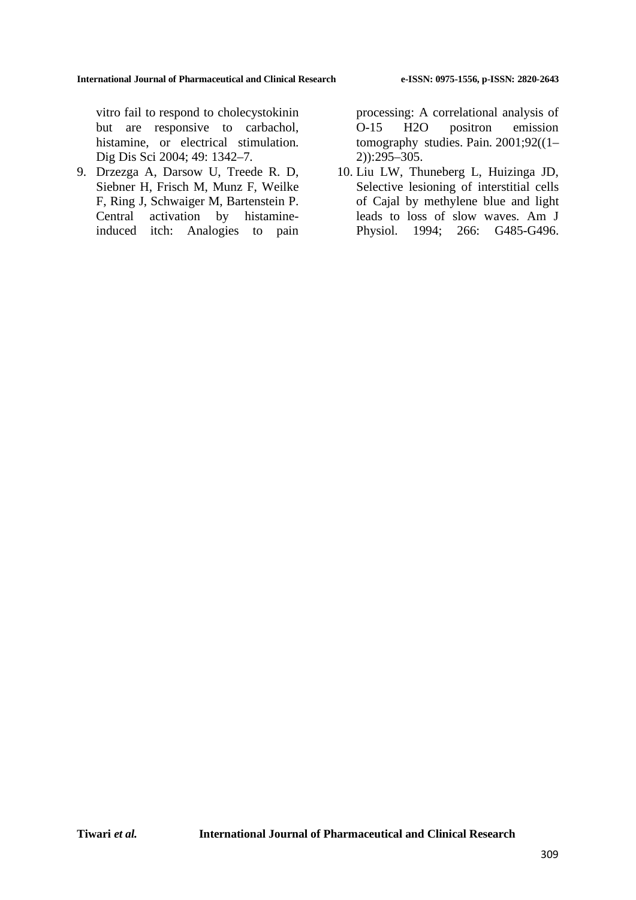vitro fail to respond to cholecystokinin but are responsive to carbachol, histamine, or electrical stimulation. Dig Dis Sci 2004; 49: 1342–7.

9. Drzezga A, Darsow U, Treede R. D, Siebner H, Frisch M, Munz F, Weilke F, Ring J, Schwaiger M, Bartenstein P. Central activation by histamine-induced itch: Analogies to pain processing: A correlational analysis of O-15 $H_2O$ positron emission tomography studies. Pain. 2001;92((1–2)):295–305.
10. Liu LW, Thuneberg L, Huizinga JD, Selective lesioning of interstitial cells of Cajal by methylene blue and light leads to loss of slow waves. Am J Physiol. 1994; 266: G485-G496.